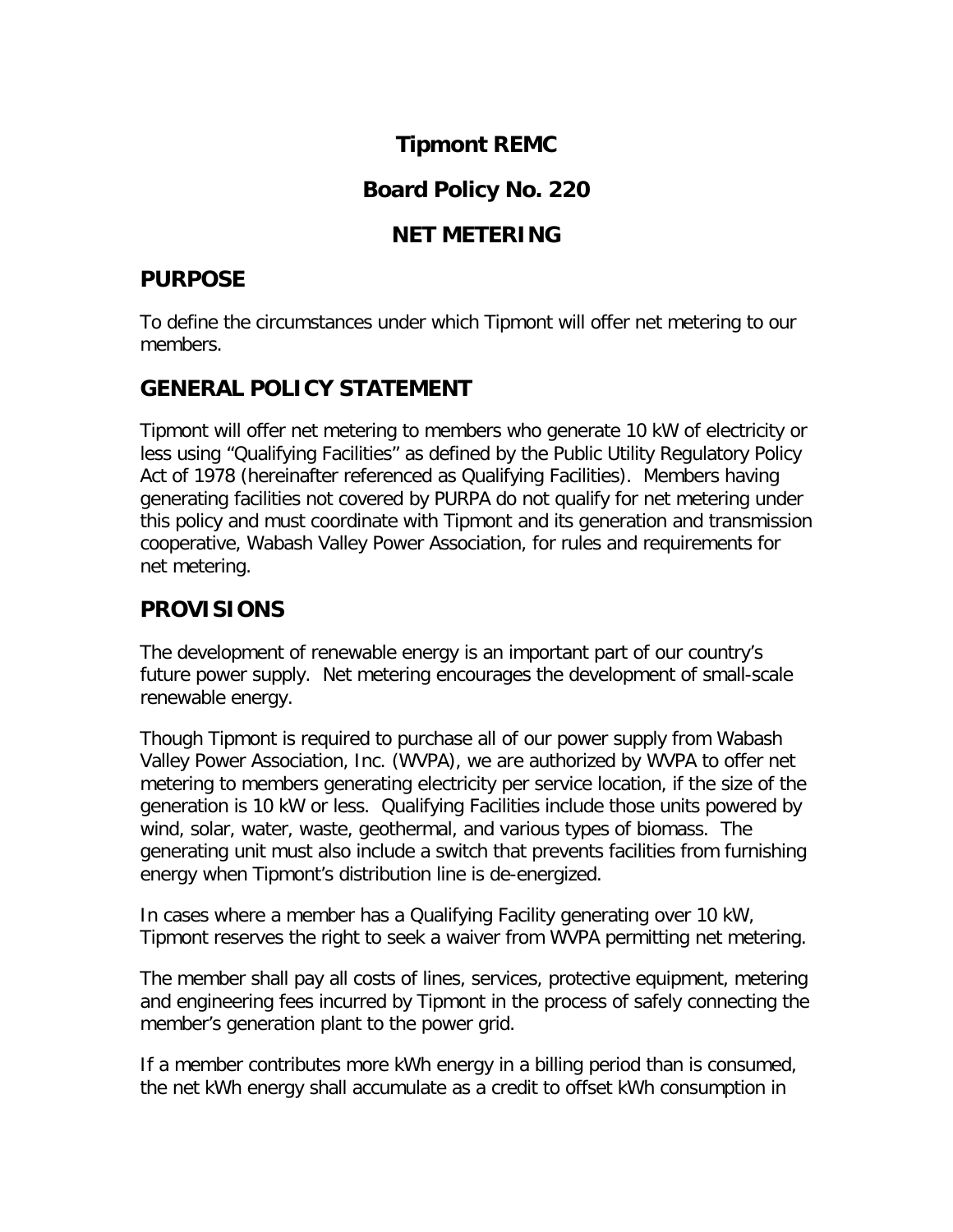# Tipmont REMC

## Board Policy No. 220

## NET METERING

## PURPOSE

To define the circumstances under which Tipmont will offer net metering to our members.

## GENERAL POLICY STATEMENT

Tipmont will offer net metering to members who generate 10 kW of electricity or less using "Qualifying Facilities" as defined by the Public Utility Regulatory Policy Act of 1978 (hereinafter referenced as Qualifying Facilities). Members having generating facilities not covered by PURPA do not qualify for net metering under this policy and must coordinate with Tipmont and its generation and transmission cooperative, Wabash Valley Power Association, for rules and requirements for net metering.

## PROVISIONS

The development of renewable energy is an important part of our country's future power supply. Net metering encourages the development of small-scale renewable energy.

Though Tipmont is required to purchase all of our power supply from Wabash Valley Power Association, Inc. (WVPA), we are authorized by WVPA to offer net metering to members generating electricity per service location, if the size of the generation is 10 kW or less. Qualifying Facilities include those units powered by wind, solar, water, waste, geothermal, and various types of biomass. The generating unit must also include a switch that prevents facilities from furnishing energy when Tipmont's distribution line is de-energized.

In cases where a member has a Qualifying Facility generating over 10 kW, Tipmont reserves the right to seek a waiver from WVPA permitting net metering.

The member shall pay all costs of lines, services, protective equipment, metering and engineering fees incurred by Tipmont in the process of safely connecting the member's generation plant to the power grid.

If a member contributes more kWh energy in a billing period than is consumed, the net kWh energy shall accumulate as a credit to offset kWh consumption in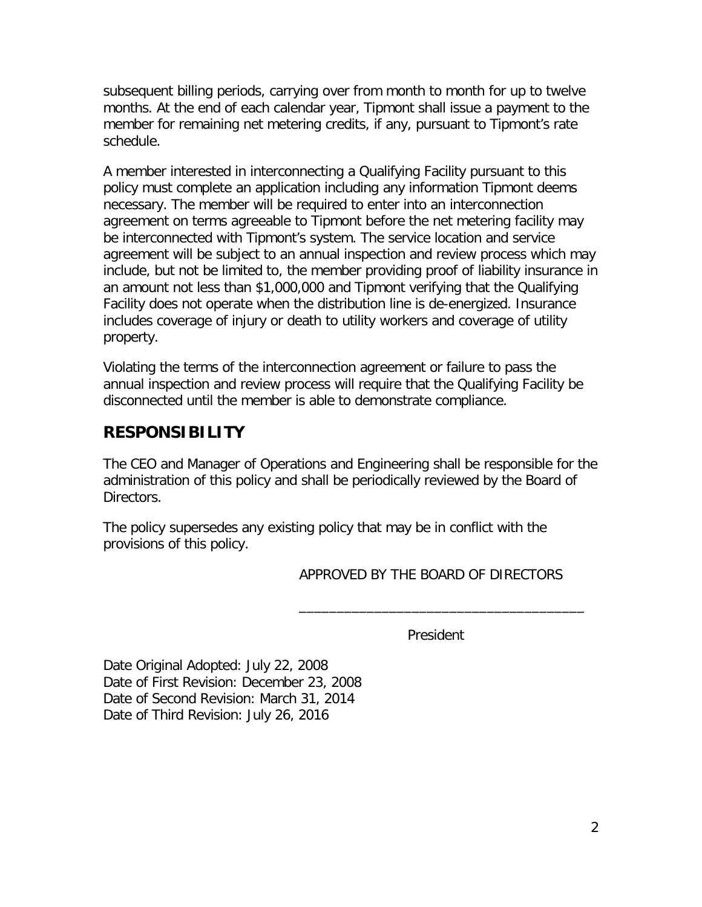subsequent billing periods, carrying over from month to month for up to twelve months. At the end of each calendar year, Tipmont shall issue a payment to the member for remaining net metering credits, if any, pursuant to Tipmont's rate schedule.

A member interested in interconnecting a Qualifying Facility pursuant to this policy must complete an application including any information Tipmont deems necessary. The member will be required to enter into an interconnection agreement on terms agreeable to Tipmont before the net metering facility may be interconnected with Tipmont's system. The service location and service agreement will be subject to an annual inspection and review process which may include, but not be limited to, the member providing proof of liability insurance in an amount not less than $1,000,000 and Tipmont verifying that the Qualifying Facility does not operate when the distribution line is de-energized. Insurance includes coverage of injury or death to utility workers and coverage of utility property.

Violating the terms of the interconnection agreement or failure to pass the annual inspection and review process will require that the Qualifying Facility be disconnected until the member is able to demonstrate compliance.

## RESPONSIBILITY

The CEO and Manager of Operations and Engineering shall be responsible for the administration of this policy and shall be periodically reviewed by the Board of Directors.

The policy supersedes any existing policy that may be in conflict with the provisions of this policy.

APPROVED BY THE BOARD OF DIRECTORS

______________________________________

President

Date Original Adopted: July 22, 2008
Date of First Revision: December 23, 2008
Date of Second Revision: March 31, 2014
Date of Third Revision: July 26, 2016